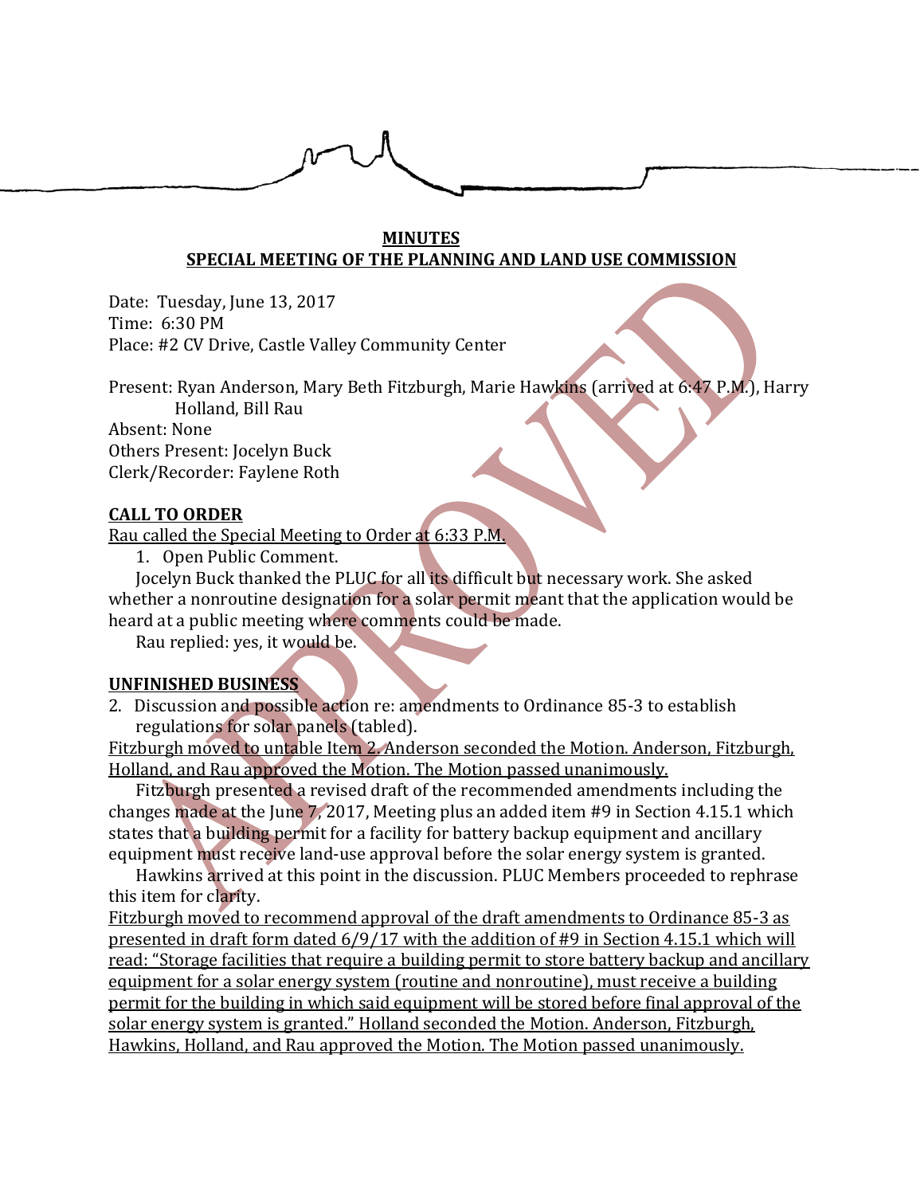**MINUTES**

**SPECIAL MEETING OF THE PLANNING AND LAND USE COMMISSION**

Date: Tuesday, June 13, 2017
Time: 6:30 PM
Place: #2 CV Drive, Castle Valley Community Center

Present: Ryan Anderson, Mary Beth Fitzburgh, Marie Hawkins (arrived at 6:47 P.M.), Harry Holland, Bill Rau
Absent: None
Others Present: Jocelyn Buck
Clerk/Recorder: Faylene Roth

**CALL TO ORDER**

Rau called the Special Meeting to Order at 6:33 P.M.

1. Open Public Comment.

Jocelyn Buck thanked the PLUC for all its difficult but necessary work. She asked whether a nonroutine designation for a solar permit meant that the application would be heard at a public meeting where comments could be made.

Rau replied: yes, it would be.

**UNFINISHED BUSINESS**

2. Discussion and possible action re: amendments to Ordinance 85-3 to establish regulations for solar panels (tabled).

Fitzburgh moved to untable Item 2. Anderson seconded the Motion. Anderson, Fitzburgh, Holland, and Rau approved the Motion. The Motion passed unanimously.

Fitzburgh presented a revised draft of the recommended amendments including the changes made at the June 7, 2017, Meeting plus an added item #9 in Section 4.15.1 which states that a building permit for a facility for battery backup equipment and ancillary equipment must receive land-use approval before the solar energy system is granted.

Hawkins arrived at this point in the discussion. PLUC Members proceeded to rephrase this item for clarity.

Fitzburgh moved to recommend approval of the draft amendments to Ordinance 85-3 as presented in draft form dated 6/9/17 with the addition of #9 in Section 4.15.1 which will read: "Storage facilities that require a building permit to store battery backup and ancillary equipment for a solar energy system (routine and nonroutine), must receive a building permit for the building in which said equipment will be stored before final approval of the solar energy system is granted." Holland seconded the Motion. Anderson, Fitzburgh, Hawkins, Holland, and Rau approved the Motion. The Motion passed unanimously.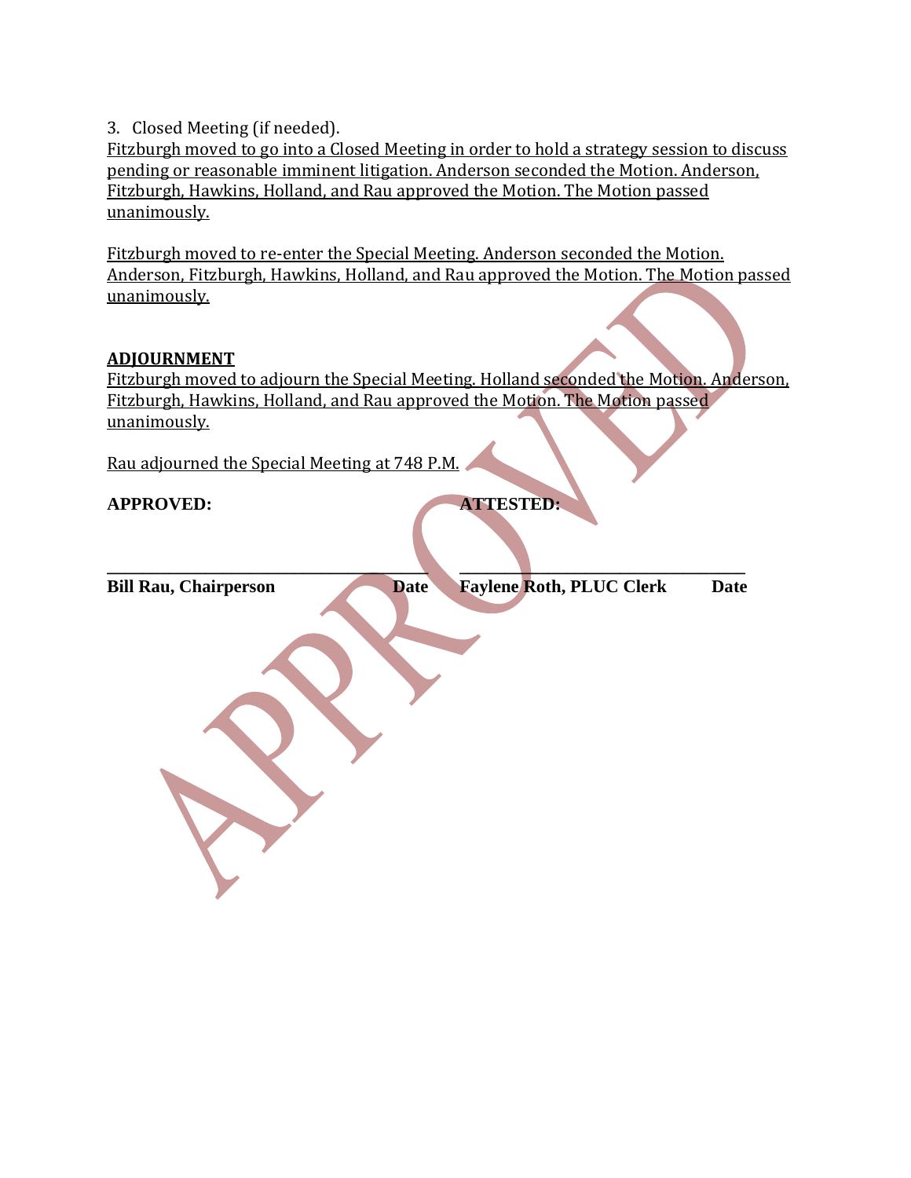3. Closed Meeting (if needed).

Fitzburgh moved to go into a Closed Meeting in order to hold a strategy session to discuss pending or reasonable imminent litigation. Anderson seconded the Motion. Anderson, Fitzburgh, Hawkins, Holland, and Rau approved the Motion. The Motion passed unanimously.

Fitzburgh moved to re-enter the Special Meeting. Anderson seconded the Motion. Anderson, Fitzburgh, Hawkins, Holland, and Rau approved the Motion. The Motion passed unanimously.

**ADJOURNMENT**

Fitzburgh moved to adjourn the Special Meeting. Holland seconded the Motion. Anderson, Fitzburgh, Hawkins, Holland, and Rau approved the Motion. The Motion passed unanimously.

Rau adjourned the Special Meeting at 748 P.M.

**APPROVED:** **ATTESTED:**

______________________________ ______________________________

**Bill Rau, Chairperson Date** **Faylene Roth, PLUC Clerk Date**

APPROVED